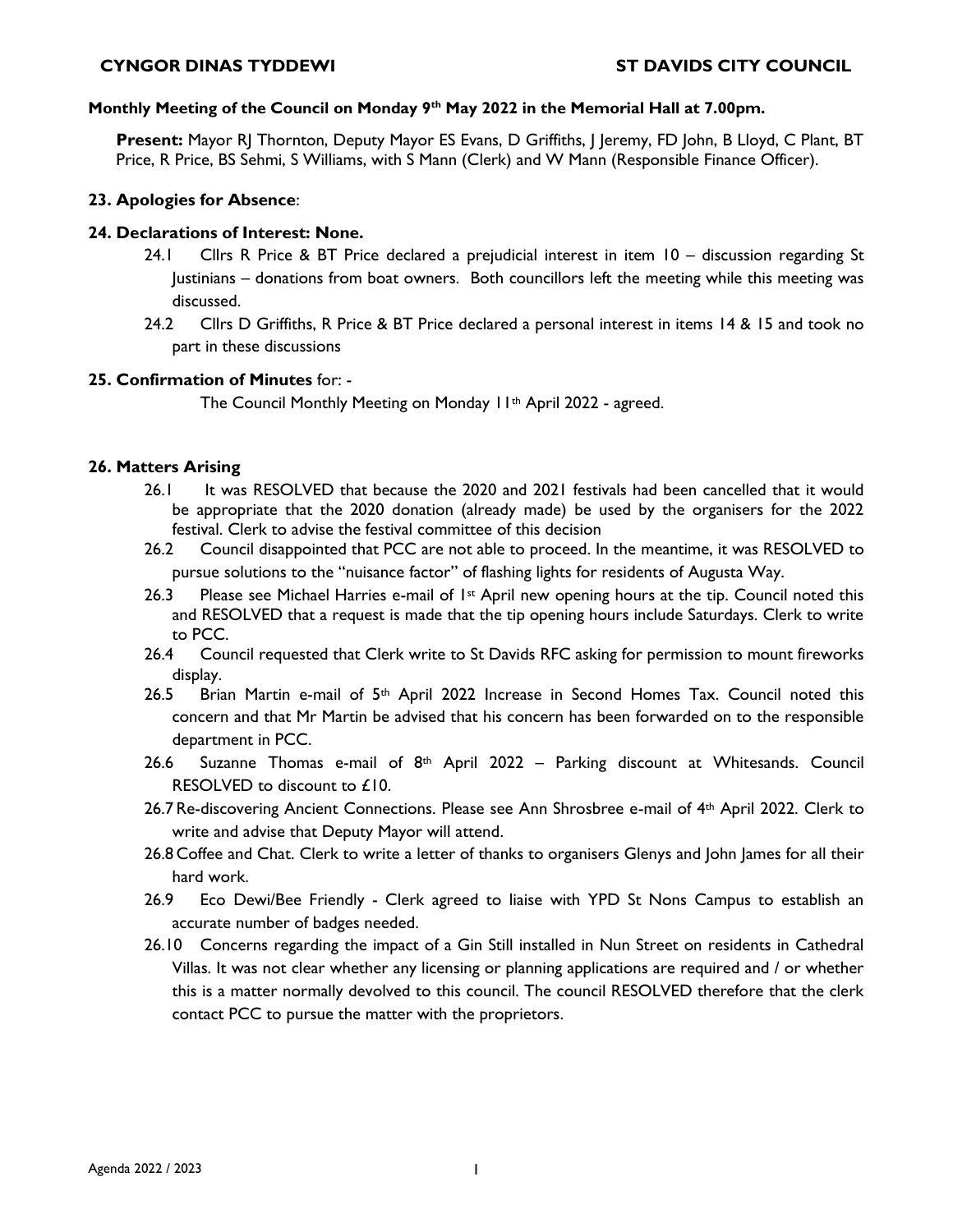**CYNGOR DINAS TYDDEWI** **ST DAVIDS CITY COUNCIL**

**Monthly Meeting of the Council on Monday 9th May 2022 in the Memorial Hall at 7.00pm.**

**Present:** Mayor RJ Thornton, Deputy Mayor ES Evans, D Griffiths, J Jeremy, FD John, B Lloyd, C Plant, BT Price, R Price, BS Sehmi, S Williams, with S Mann (Clerk) and W Mann (Responsible Finance Officer).

**23. Apologies for Absence**:

**24. Declarations of Interest: None.**

24.1 Cllrs R Price & BT Price declared a prejudicial interest in item 10 – discussion regarding St Justinians – donations from boat owners. Both councillors left the meeting while this meeting was discussed.

24.2 Cllrs D Griffiths, R Price & BT Price declared a personal interest in items 14 & 15 and took no part in these discussions

**25. Confirmation of Minutes** for: -

The Council Monthly Meeting on Monday 11th April 2022 - agreed.

**26. Matters Arising**

26.1 It was RESOLVED that because the 2020 and 2021 festivals had been cancelled that it would be appropriate that the 2020 donation (already made) be used by the organisers for the 2022 festival. Clerk to advise the festival committee of this decision

26.2 Council disappointed that PCC are not able to proceed. In the meantime, it was RESOLVED to pursue solutions to the "nuisance factor" of flashing lights for residents of Augusta Way.

26.3 Please see Michael Harries e-mail of 1st April new opening hours at the tip. Council noted this and RESOLVED that a request is made that the tip opening hours include Saturdays. Clerk to write to PCC.

26.4 Council requested that Clerk write to St Davids RFC asking for permission to mount fireworks display.

26.5 Brian Martin e-mail of 5th April 2022 Increase in Second Homes Tax. Council noted this concern and that Mr Martin be advised that his concern has been forwarded on to the responsible department in PCC.

26.6 Suzanne Thomas e-mail of 8th April 2022 – Parking discount at Whitesands. Council RESOLVED to discount to £10.

26.7 Re-discovering Ancient Connections. Please see Ann Shrosbree e-mail of 4th April 2022. Clerk to write and advise that Deputy Mayor will attend.

26.8 Coffee and Chat. Clerk to write a letter of thanks to organisers Glenys and John James for all their hard work.

26.9 Eco Dewi/Bee Friendly - Clerk agreed to liaise with YPD St Nons Campus to establish an accurate number of badges needed.

26.10 Concerns regarding the impact of a Gin Still installed in Nun Street on residents in Cathedral Villas. It was not clear whether any licensing or planning applications are required and / or whether this is a matter normally devolved to this council. The council RESOLVED therefore that the clerk contact PCC to pursue the matter with the proprietors.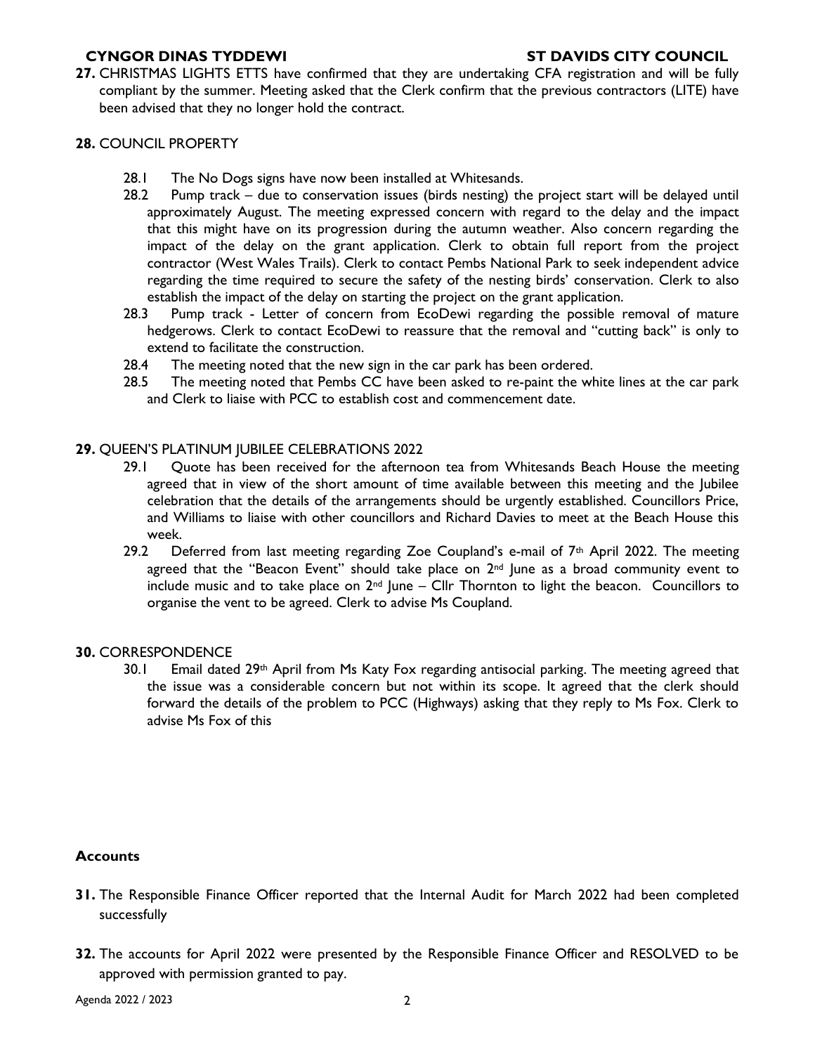**27.** CHRISTMAS LIGHTS ETTS have confirmed that they are undertaking CFA registration and will be fully compliant by the summer. Meeting asked that the Clerk confirm that the previous contractors (LITE) have been advised that they no longer hold the contract.

**28.** COUNCIL PROPERTY

28.1 The No Dogs signs have now been installed at Whitesands.

28.2 Pump track – due to conservation issues (birds nesting) the project start will be delayed until approximately August. The meeting expressed concern with regard to the delay and the impact that this might have on its progression during the autumn weather. Also concern regarding the impact of the delay on the grant application. Clerk to obtain full report from the project contractor (West Wales Trails). Clerk to contact Pembs National Park to seek independent advice regarding the time required to secure the safety of the nesting birds' conservation. Clerk to also establish the impact of the delay on starting the project on the grant application.

28.3 Pump track - Letter of concern from EcoDewi regarding the possible removal of mature hedgerows. Clerk to contact EcoDewi to reassure that the removal and "cutting back" is only to extend to facilitate the construction.

28.4 The meeting noted that the new sign in the car park has been ordered.

28.5 The meeting noted that Pembs CC have been asked to re-paint the white lines at the car park and Clerk to liaise with PCC to establish cost and commencement date.

**29.** QUEEN'S PLATINUM JUBILEE CELEBRATIONS 2022

29.1 Quote has been received for the afternoon tea from Whitesands Beach House the meeting agreed that in view of the short amount of time available between this meeting and the Jubilee celebration that the details of the arrangements should be urgently established. Councillors Price, and Williams to liaise with other councillors and Richard Davies to meet at the Beach House this week.

29.2 Deferred from last meeting regarding Zoe Coupland's e-mail of 7th April 2022. The meeting agreed that the "Beacon Event" should take place on 2nd June as a broad community event to include music and to take place on 2nd June – Cllr Thornton to light the beacon. Councillors to organise the vent to be agreed. Clerk to advise Ms Coupland.

**30.** CORRESPONDENCE

30.1 Email dated 29th April from Ms Katy Fox regarding antisocial parking. The meeting agreed that the issue was a considerable concern but not within its scope. It agreed that the clerk should forward the details of the problem to PCC (Highways) asking that they reply to Ms Fox. Clerk to advise Ms Fox of this

## Accounts

**31.** The Responsible Finance Officer reported that the Internal Audit for March 2022 had been completed successfully

**32.** The accounts for April 2022 were presented by the Responsible Finance Officer and RESOLVED to be approved with permission granted to pay.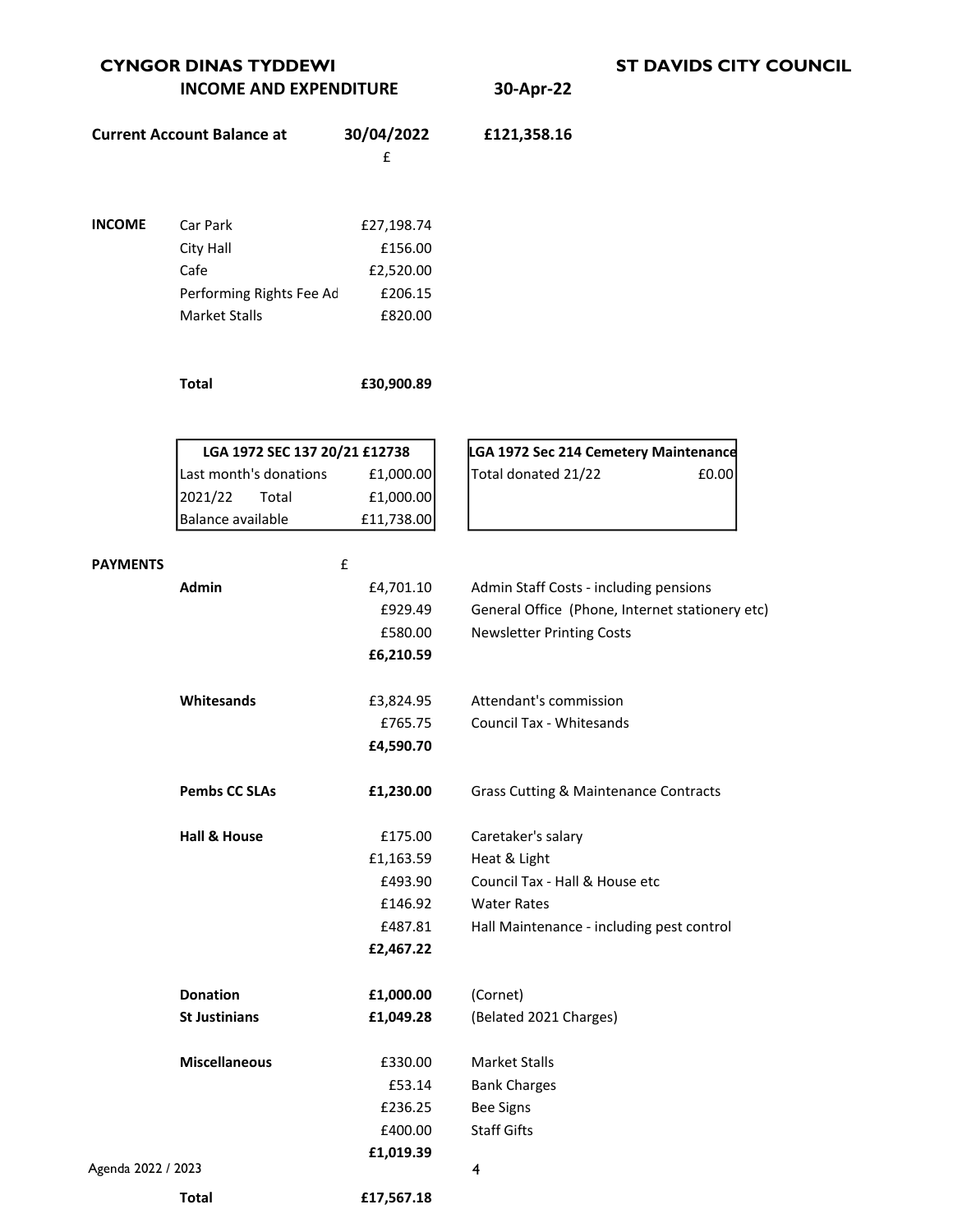**CYNGOR DINAS TYDDEWI** | **ST DAVIDS CITY COUNCIL**

**INCOME AND EXPENDITURE** | **30-Apr-22**

**Current Account Balance at** | **30/04/2022** | **£121,358.16**

| | | £ |
|---|---|---|
| **INCOME** | Car Park | £27,198.74 |
| | City Hall | £156.00 |
| | Cafe | £2,520.00 |
| | Performing Rights Fee Ad | £206.15 |
| | Market Stalls | £820.00 |
| | **Total** | **£30,900.89** |

| LGA 1972 SEC 137 20/21 £12738 | |
|---|---|
| Last month's donations | £1,000.00 |
| 2021/22 Total | £1,000.00 |
| Balance available | £11,738.00 |

| LGA 1972 Sec 214 Cemetery Maintenance | |
|---|---|
| Total donated 21/22 | £0.00 |

| PAYMENTS | | £ | |
|---|---|---|---|
| | **Admin** | £4,701.10 | Admin Staff Costs - including pensions |
| | | £929.49 | General Office (Phone, Internet stationery etc) |
| | | £580.00 | Newsletter Printing Costs |
| | | **£6,210.59** | |
| | **Whitesands** | £3,824.95 | Attendant's commission |
| | | £765.75 | Council Tax - Whitesands |
| | | **£4,590.70** | |
| | **Pembs CC SLAs** | **£1,230.00** | Grass Cutting & Maintenance Contracts |
| | **Hall & House** | £175.00 | Caretaker's salary |
| | | £1,163.59 | Heat & Light |
| | | £493.90 | Council Tax - Hall & House etc |
| | | £146.92 | Water Rates |
| | | £487.81 | Hall Maintenance - including pest control |
| | | **£2,467.22** | |
| | **Donation** | **£1,000.00** | (Cornet) |
| | **St Justinians** | **£1,049.28** | (Belated 2021 Charges) |
| | **Miscellaneous** | £330.00 | Market Stalls |
| | | £53.14 | Bank Charges |
| | | £236.25 | Bee Signs |
| | | £400.00 | Staff Gifts |
| | | **£1,019.39** | |
| | **Total** | **£17,567.18** | |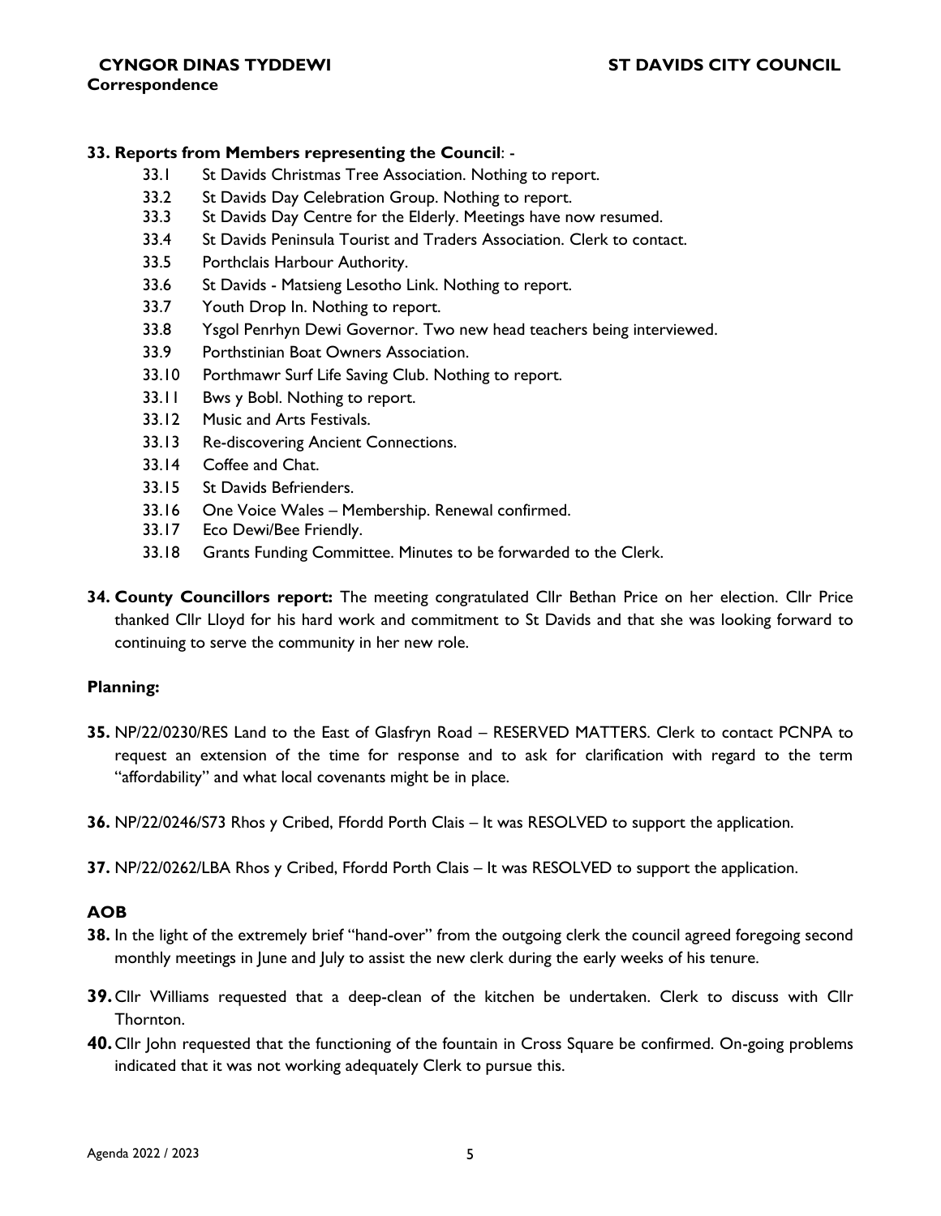**33. Reports from Members representing the Council**: -

- 33.1 St Davids Christmas Tree Association. Nothing to report.
- 33.2 St Davids Day Celebration Group. Nothing to report.
- 33.3 St Davids Day Centre for the Elderly. Meetings have now resumed.
- 33.4 St Davids Peninsula Tourist and Traders Association. Clerk to contact.
- 33.5 Porthclais Harbour Authority.
- 33.6 St Davids - Matsieng Lesotho Link. Nothing to report.
- 33.7 Youth Drop In. Nothing to report.
- 33.8 Ysgol Penrhyn Dewi Governor. Two new head teachers being interviewed.
- 33.9 Porthstinian Boat Owners Association.
- 33.10 Porthmawr Surf Life Saving Club. Nothing to report.
- 33.11 Bws y Bobl. Nothing to report.
- 33.12 Music and Arts Festivals.
- 33.13 Re-discovering Ancient Connections.
- 33.14 Coffee and Chat.
- 33.15 St Davids Befrienders.
- 33.16 One Voice Wales – Membership. Renewal confirmed.
- 33.17 Eco Dewi/Bee Friendly.
- 33.18 Grants Funding Committee. Minutes to be forwarded to the Clerk.

**34. County Councillors report:** The meeting congratulated Cllr Bethan Price on her election. Cllr Price thanked Cllr Lloyd for his hard work and commitment to St Davids and that she was looking forward to continuing to serve the community in her new role.

**Planning:**

**35.** NP/22/0230/RES Land to the East of Glasfryn Road – RESERVED MATTERS. Clerk to contact PCNPA to request an extension of the time for response and to ask for clarification with regard to the term "affordability" and what local covenants might be in place.

**36.** NP/22/0246/S73 Rhos y Cribed, Ffordd Porth Clais – It was RESOLVED to support the application.

**37.** NP/22/0262/LBA Rhos y Cribed, Ffordd Porth Clais – It was RESOLVED to support the application.

**AOB**

**38.** In the light of the extremely brief "hand-over" from the outgoing clerk the council agreed foregoing second monthly meetings in June and July to assist the new clerk during the early weeks of his tenure.

**39.** Cllr Williams requested that a deep-clean of the kitchen be undertaken. Clerk to discuss with Cllr Thornton.

**40.** Cllr John requested that the functioning of the fountain in Cross Square be confirmed. On-going problems indicated that it was not working adequately Clerk to pursue this.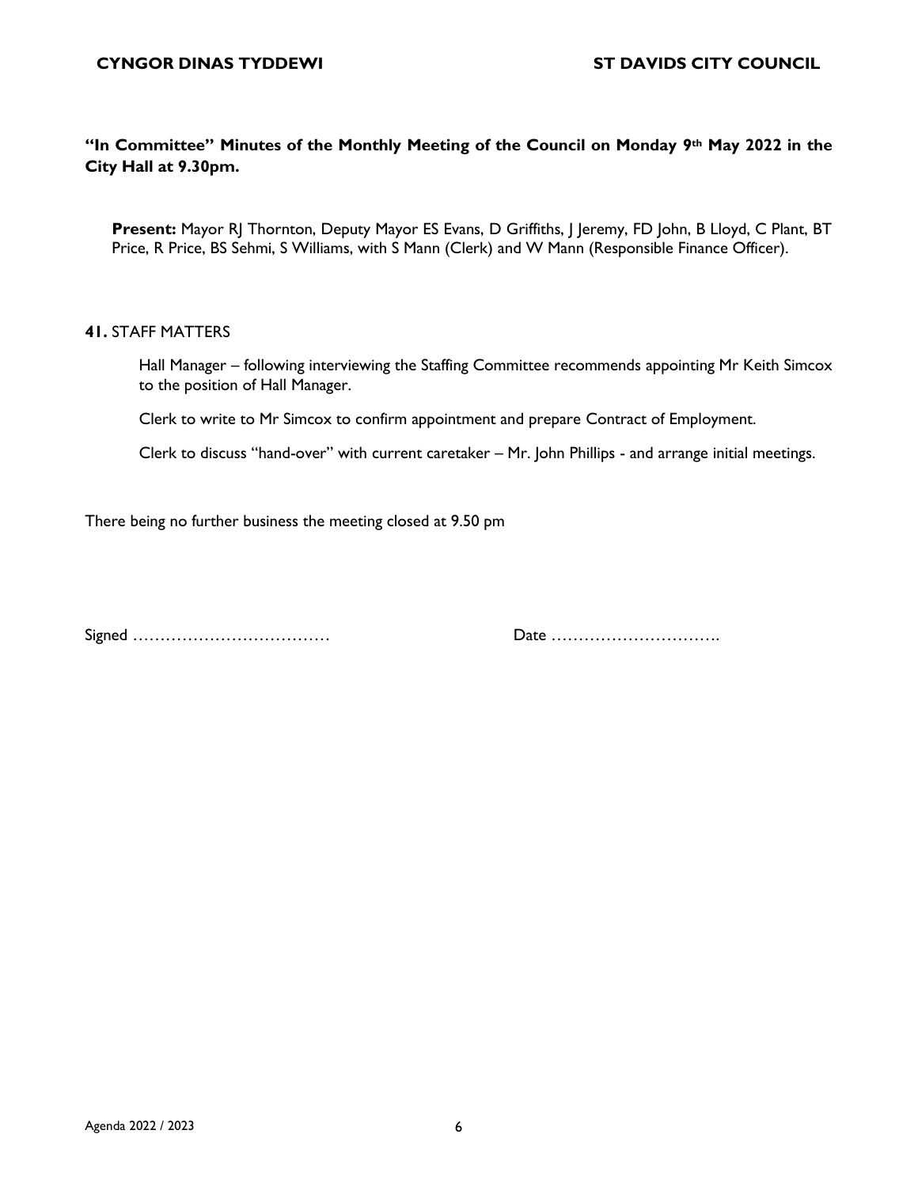**“In Committee” Minutes of the Monthly Meeting of the Council on Monday 9th May 2022 in the City Hall at 9.30pm.**

**Present:** Mayor RJ Thornton, Deputy Mayor ES Evans, D Griffiths, J Jeremy, FD John, B Lloyd, C Plant, BT Price, R Price, BS Sehmi, S Williams, with S Mann (Clerk) and W Mann (Responsible Finance Officer).

**41.** STAFF MATTERS

Hall Manager – following interviewing the Staffing Committee recommends appointing Mr Keith Simcox to the position of Hall Manager.

Clerk to write to Mr Simcox to confirm appointment and prepare Contract of Employment.

Clerk to discuss “hand-over” with current caretaker – Mr. John Phillips - and arrange initial meetings.

There being no further business the meeting closed at 9.50 pm

Signed ……………………………… Date ………………………….